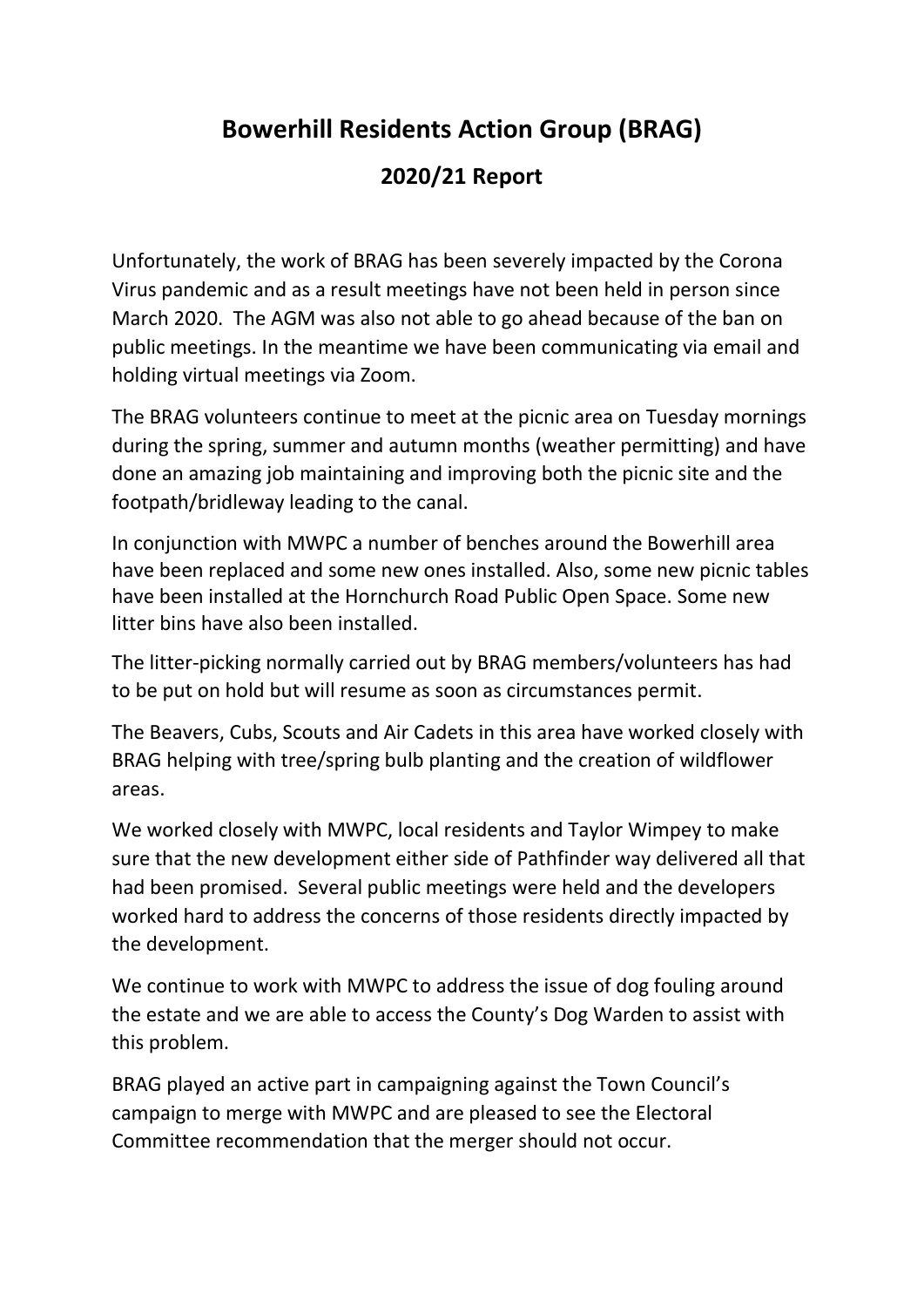# Bowerhill Residents Action Group (BRAG)

## 2020/21 Report

Unfortunately, the work of BRAG has been severely impacted by the Corona Virus pandemic and as a result meetings have not been held in person since March 2020. The AGM was also not able to go ahead because of the ban on public meetings. In the meantime we have been communicating via email and holding virtual meetings via Zoom.

The BRAG volunteers continue to meet at the picnic area on Tuesday mornings during the spring, summer and autumn months (weather permitting) and have done an amazing job maintaining and improving both the picnic site and the footpath/bridleway leading to the canal.

In conjunction with MWPC a number of benches around the Bowerhill area have been replaced and some new ones installed. Also, some new picnic tables have been installed at the Hornchurch Road Public Open Space. Some new litter bins have also been installed.

The litter-picking normally carried out by BRAG members/volunteers has had to be put on hold but will resume as soon as circumstances permit.

The Beavers, Cubs, Scouts and Air Cadets in this area have worked closely with BRAG helping with tree/spring bulb planting and the creation of wildflower areas.

We worked closely with MWPC, local residents and Taylor Wimpey to make sure that the new development either side of Pathfinder way delivered all that had been promised. Several public meetings were held and the developers worked hard to address the concerns of those residents directly impacted by the development.

We continue to work with MWPC to address the issue of dog fouling around the estate and we are able to access the County's Dog Warden to assist with this problem.

BRAG played an active part in campaigning against the Town Council's campaign to merge with MWPC and are pleased to see the Electoral Committee recommendation that the merger should not occur.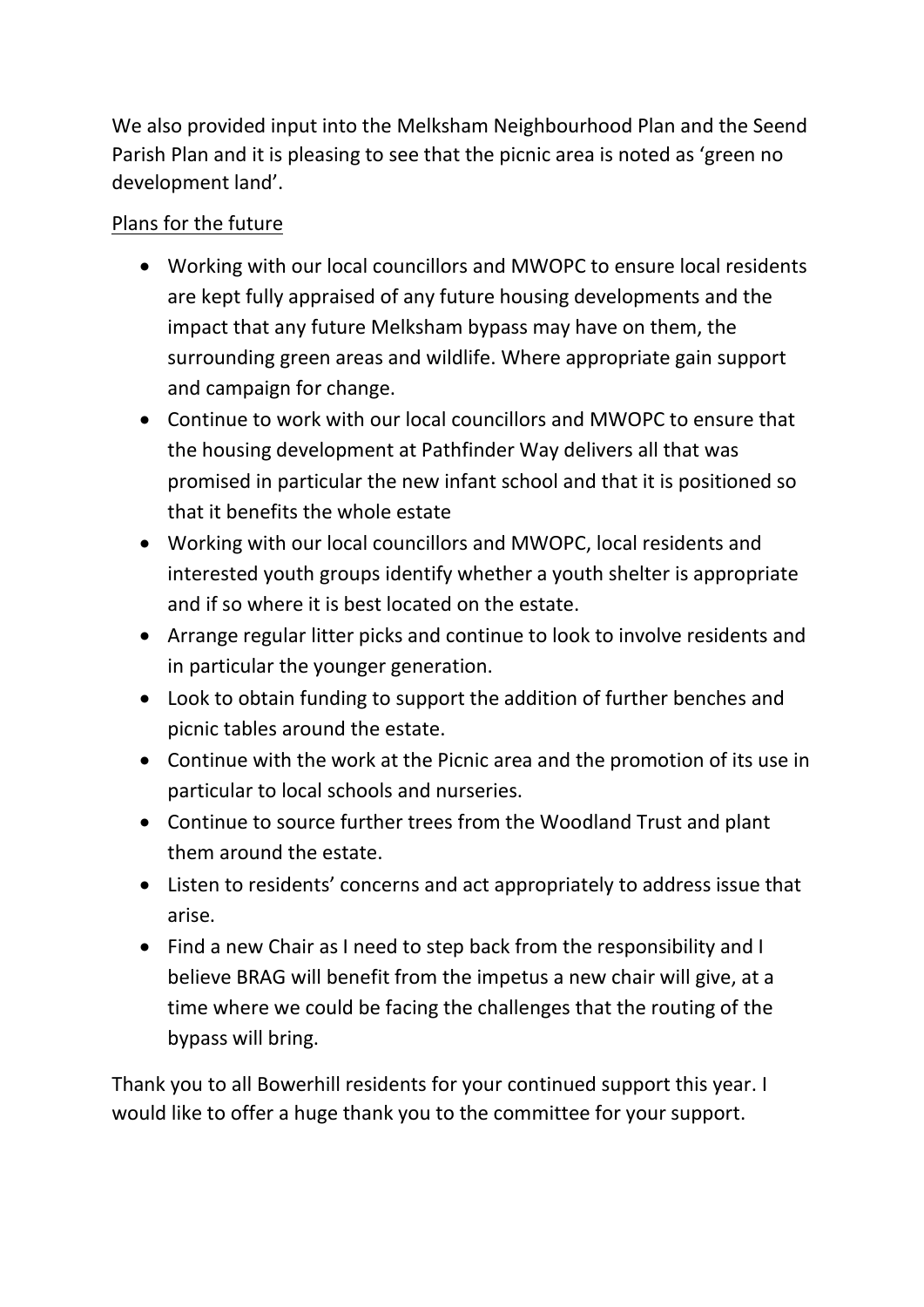We also provided input into the Melksham Neighbourhood Plan and the Seend Parish Plan and it is pleasing to see that the picnic area is noted as 'green no development land'.

<u>Plans for the future</u>

- Working with our local councillors and MWOPC to ensure local residents are kept fully appraised of any future housing developments and the impact that any future Melksham bypass may have on them, the surrounding green areas and wildlife. Where appropriate gain support and campaign for change.
- Continue to work with our local councillors and MWOPC to ensure that the housing development at Pathfinder Way delivers all that was promised in particular the new infant school and that it is positioned so that it benefits the whole estate
- Working with our local councillors and MWOPC, local residents and interested youth groups identify whether a youth shelter is appropriate and if so where it is best located on the estate.
- Arrange regular litter picks and continue to look to involve residents and in particular the younger generation.
- Look to obtain funding to support the addition of further benches and picnic tables around the estate.
- Continue with the work at the Picnic area and the promotion of its use in particular to local schools and nurseries.
- Continue to source further trees from the Woodland Trust and plant them around the estate.
- Listen to residents' concerns and act appropriately to address issue that arise.
- Find a new Chair as I need to step back from the responsibility and I believe BRAG will benefit from the impetus a new chair will give, at a time where we could be facing the challenges that the routing of the bypass will bring.

Thank you to all Bowerhill residents for your continued support this year. I would like to offer a huge thank you to the committee for your support.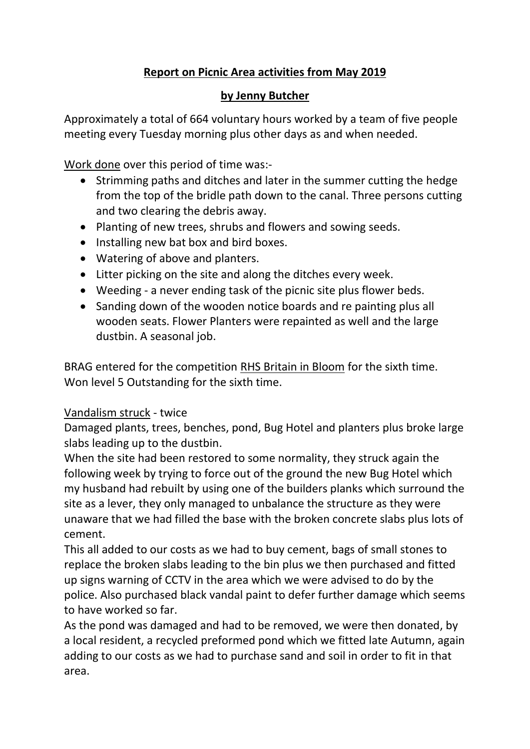# **Report on Picnic Area activities from May 2019**

## **by Jenny Butcher**

Approximately a total of 664 voluntary hours worked by a team of five people meeting every Tuesday morning plus other days as and when needed.

<u>Work done</u> over this period of time was:-

- Strimming paths and ditches and later in the summer cutting the hedge from the top of the bridle path down to the canal. Three persons cutting and two clearing the debris away.
- Planting of new trees, shrubs and flowers and sowing seeds.
- Installing new bat box and bird boxes.
- Watering of above and planters.
- Litter picking on the site and along the ditches every week.
- Weeding - a never ending task of the picnic site plus flower beds.
- Sanding down of the wooden notice boards and re painting plus all wooden seats. Flower Planters were repainted as well and the large dustbin. A seasonal job.

BRAG entered for the competition <u>RHS Britain in Bloom</u> for the sixth time. Won level 5 Outstanding for the sixth time.

<u>Vandalism struck</u> - twice

Damaged plants, trees, benches, pond, Bug Hotel and planters plus broke large slabs leading up to the dustbin.

When the site had been restored to some normality, they struck again the following week by trying to force out of the ground the new Bug Hotel which my husband had rebuilt by using one of the builders planks which surround the site as a lever, they only managed to unbalance the structure as they were unaware that we had filled the base with the broken concrete slabs plus lots of cement.

This all added to our costs as we had to buy cement, bags of small stones to replace the broken slabs leading to the bin plus we then purchased and fitted up signs warning of CCTV in the area which we were advised to do by the police. Also purchased black vandal paint to defer further damage which seems to have worked so far.

As the pond was damaged and had to be removed, we were then donated, by a local resident, a recycled preformed pond which we fitted late Autumn, again adding to our costs as we had to purchase sand and soil in order to fit in that area.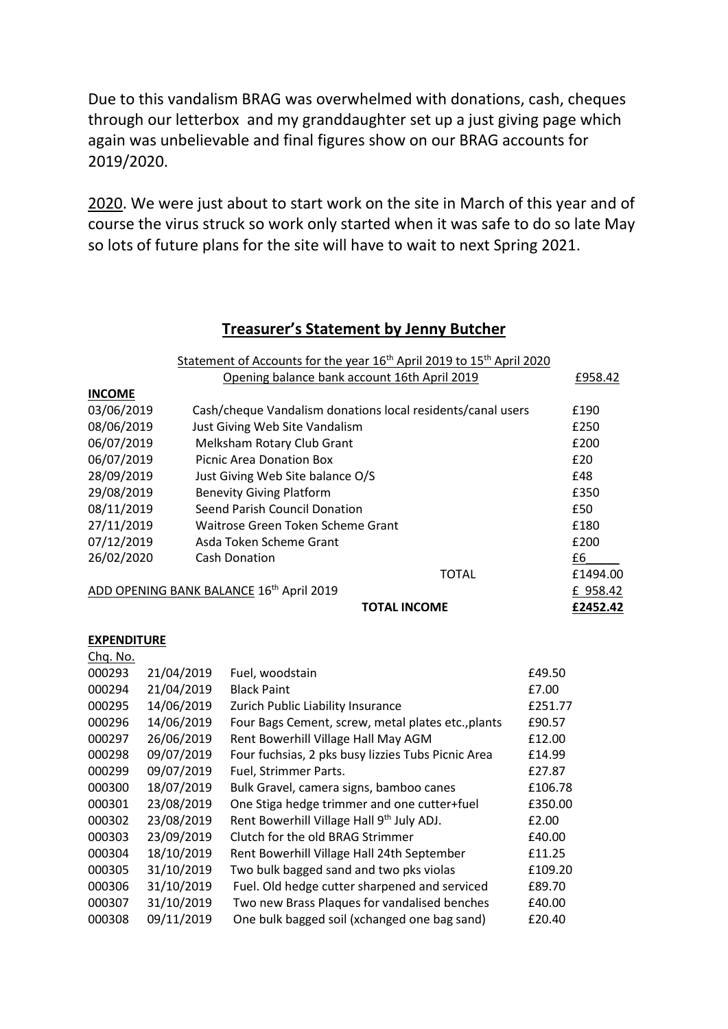Due to this vandalism BRAG was overwhelmed with donations, cash, cheques through our letterbox and my granddaughter set up a just giving page which again was unbelievable and final figures show on our BRAG accounts for 2019/2020.

2020. We were just about to start work on the site in March of this year and of course the virus struck so work only started when it was safe to do so late May so lots of future plans for the site will have to wait to next Spring 2021.

## Treasurer's Statement by Jenny Butcher

Statement of Accounts for the year 16th April 2019 to 15th April 2020

| | Opening balance bank account 16th April 2019 | £958.42 |
|---|---|---|
| **INCOME** | | |
| 03/06/2019 | Cash/cheque Vandalism donations local residents/canal users | £190 |
| 08/06/2019 | Just Giving Web Site Vandalism | £250 |
| 06/07/2019 | Melksham Rotary Club Grant | £200 |
| 06/07/2019 | Picnic Area Donation Box | £20 |
| 28/09/2019 | Just Giving Web Site balance O/S | £48 |
| 29/08/2019 | Benevity Giving Platform | £350 |
| 08/11/2019 | Seend Parish Council Donation | £50 |
| 27/11/2019 | Waitrose Green Token Scheme Grant | £180 |
| 07/12/2019 | Asda Token Scheme Grant | £200 |
| 26/02/2020 | Cash Donation | £6 |
| | TOTAL | £1494.00 |
| ADD OPENING BANK BALANCE 16th April 2019 | | £ 958.42 |
| | **TOTAL INCOME** | **£2452.42** |

**EXPENDITURE**

| Chq. No. | Date | Description | Amount |
|---|---|---|---|
| 000293 | 21/04/2019 | Fuel, woodstain | £49.50 |
| 000294 | 21/04/2019 | Black Paint | £7.00 |
| 000295 | 14/06/2019 | Zurich Public Liability Insurance | £251.77 |
| 000296 | 14/06/2019 | Four Bags Cement, screw, metal plates etc.,plants | £90.57 |
| 000297 | 26/06/2019 | Rent Bowerhill Village Hall May AGM | £12.00 |
| 000298 | 09/07/2019 | Four fuchsias, 2 pks busy lizzies Tubs Picnic Area | £14.99 |
| 000299 | 09/07/2019 | Fuel, Strimmer Parts. | £27.87 |
| 000300 | 18/07/2019 | Bulk Gravel, camera signs, bamboo canes | £106.78 |
| 000301 | 23/08/2019 | One Stiga hedge trimmer and one cutter+fuel | £350.00 |
| 000302 | 23/08/2019 | Rent Bowerhill Village Hall 9th July ADJ. | £2.00 |
| 000303 | 23/09/2019 | Clutch for the old BRAG Strimmer | £40.00 |
| 000304 | 18/10/2019 | Rent Bowerhill Village Hall 24th September | £11.25 |
| 000305 | 31/10/2019 | Two bulk bagged sand and two pks violas | £109.20 |
| 000306 | 31/10/2019 | Fuel. Old hedge cutter sharpened and serviced | £89.70 |
| 000307 | 31/10/2019 | Two new Brass Plaques for vandalised benches | £40.00 |
| 000308 | 09/11/2019 | One bulk bagged soil (xchanged one bag sand) | £20.40 |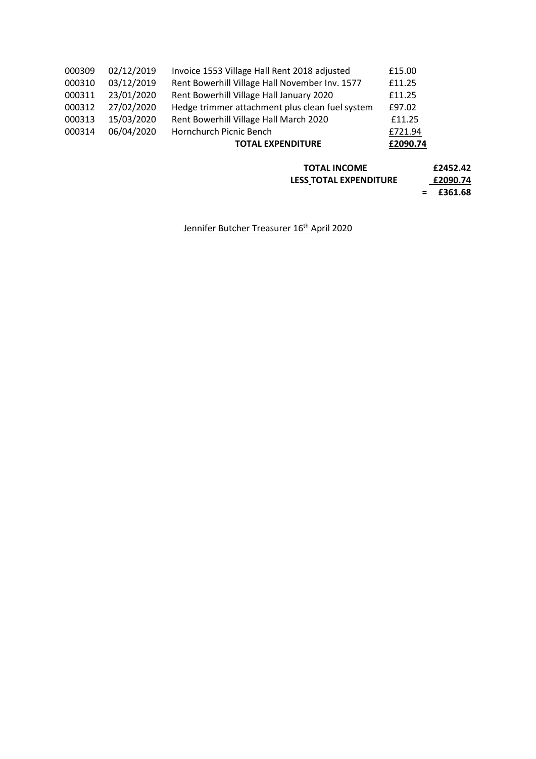| | | | |
|---|---|---|---|
| 000309 | 02/12/2019 | Invoice 1553 Village Hall Rent 2018 adjusted | £15.00 |
| 000310 | 03/12/2019 | Rent Bowerhill Village Hall November Inv. 1577 | £11.25 |
| 000311 | 23/01/2020 | Rent Bowerhill Village Hall January 2020 | £11.25 |
| 000312 | 27/02/2020 | Hedge trimmer attachment plus clean fuel system | £97.02 |
| 000313 | 15/03/2020 | Rent Bowerhill Village Hall March 2020 | £11.25 |
| 000314 | 06/04/2020 | Hornchurch Picnic Bench | £721.94 |
| | | **TOTAL EXPENDITURE** | **£2090.74** |

| | |
|---|---|
| **TOTAL INCOME** | **£2452.42** |
| **LESS TOTAL EXPENDITURE** | **£2090.74** |
| | **= £361.68** |

Jennifer Butcher Treasurer 16th April 2020